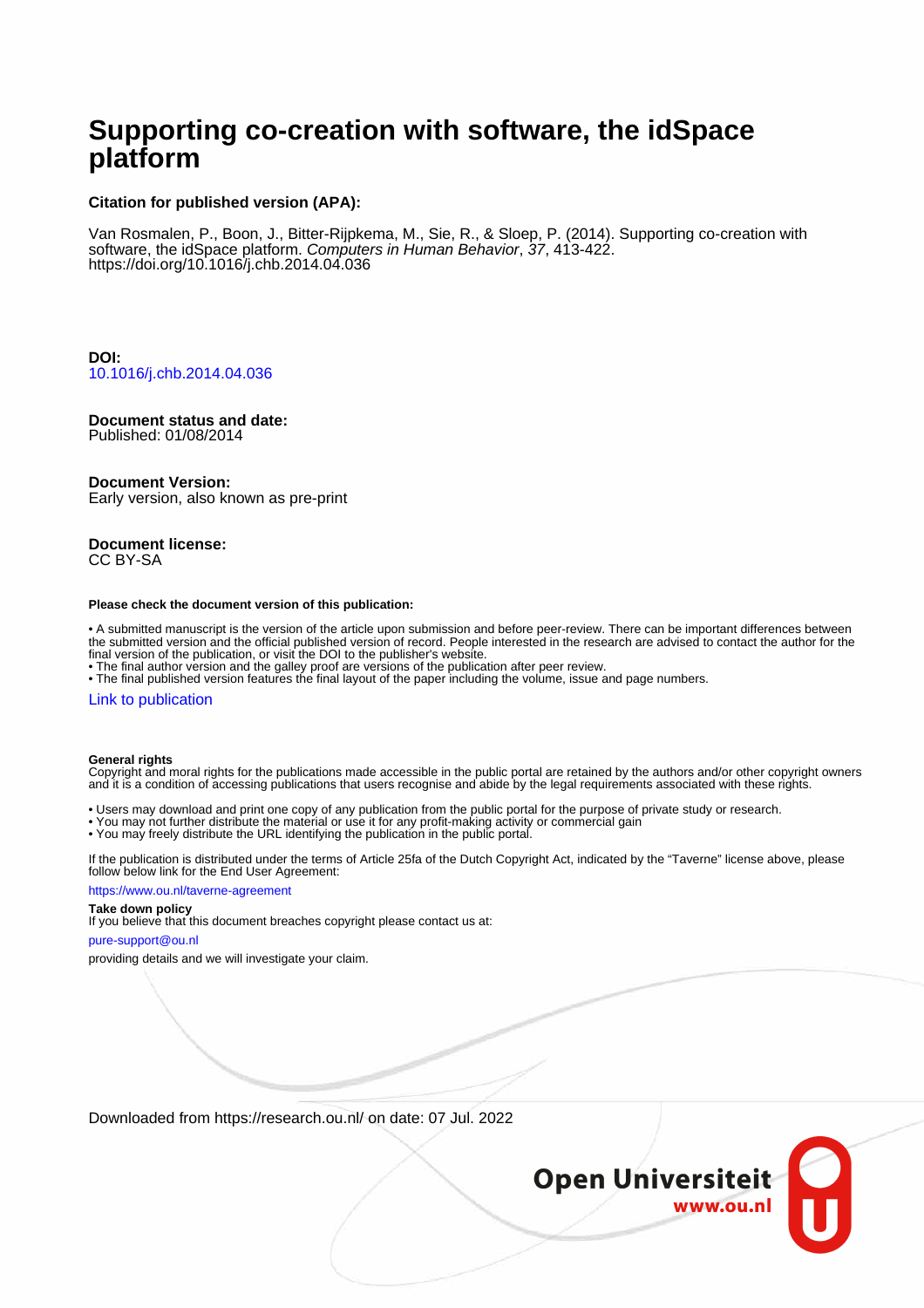# Supporting co-creation with software, the idSpace platform

**Citation for published version (APA):**

Van Rosmalen, P., Boon, J., Bitter-Rijpkema, M., Sie, R., & Sloep, P. (2014). Supporting co-creation with software, the idSpace platform. *Computers in Human Behavior*, *37*, 413-422. https://doi.org/10.1016/j.chb.2014.04.036

**DOI:**
10.1016/j.chb.2014.04.036

**Document status and date:**
Published: 01/08/2014

**Document Version:**
Early version, also known as pre-print

**Document license:**
CC BY-SA

**Please check the document version of this publication:**

• A submitted manuscript is the version of the article upon submission and before peer-review. There can be important differences between the submitted version and the official published version of record. People interested in the research are advised to contact the author for the final version of the publication, or visit the DOI to the publisher's website.
• The final author version and the galley proof are versions of the publication after peer review.
• The final published version features the final layout of the paper including the volume, issue and page numbers.

Link to publication

**General rights**
Copyright and moral rights for the publications made accessible in the public portal are retained by the authors and/or other copyright owners and it is a condition of accessing publications that users recognise and abide by the legal requirements associated with these rights.

• Users may download and print one copy of any publication from the public portal for the purpose of private study or research.
• You may not further distribute the material or use it for any profit-making activity or commercial gain
• You may freely distribute the URL identifying the publication in the public portal.

If the publication is distributed under the terms of Article 25fa of the Dutch Copyright Act, indicated by the "Taverne" license above, please follow below link for the End User Agreement:

https://www.ou.nl/taverne-agreement

**Take down policy**
If you believe that this document breaches copyright please contact us at:

pure-support@ou.nl

providing details and we will investigate your claim.

Downloaded from https://research.ou.nl/ on date: 07 Jul. 2022

Open Universiteit
www.ou.nl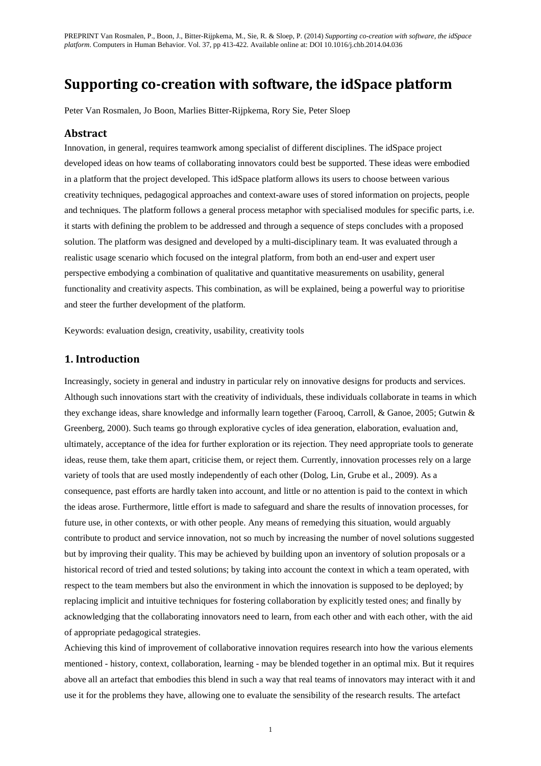# Supporting co-creation with software, the idSpace platform

Peter Van Rosmalen, Jo Boon, Marlies Bitter-Rijpkema, Rory Sie, Peter Sloep

## Abstract

Innovation, in general, requires teamwork among specialist of different disciplines. The idSpace project developed ideas on how teams of collaborating innovators could best be supported. These ideas were embodied in a platform that the project developed. This idSpace platform allows its users to choose between various creativity techniques, pedagogical approaches and context-aware uses of stored information on projects, people and techniques. The platform follows a general process metaphor with specialised modules for specific parts, i.e. it starts with defining the problem to be addressed and through a sequence of steps concludes with a proposed solution. The platform was designed and developed by a multi-disciplinary team. It was evaluated through a realistic usage scenario which focused on the integral platform, from both an end-user and expert user perspective embodying a combination of qualitative and quantitative measurements on usability, general functionality and creativity aspects. This combination, as will be explained, being a powerful way to prioritise and steer the further development of the platform.

Keywords: evaluation design, creativity, usability, creativity tools

## 1. Introduction

Increasingly, society in general and industry in particular rely on innovative designs for products and services. Although such innovations start with the creativity of individuals, these individuals collaborate in teams in which they exchange ideas, share knowledge and informally learn together (Farooq, Carroll, & Ganoe, 2005; Gutwin & Greenberg, 2000). Such teams go through explorative cycles of idea generation, elaboration, evaluation and, ultimately, acceptance of the idea for further exploration or its rejection. They need appropriate tools to generate ideas, reuse them, take them apart, criticise them, or reject them. Currently, innovation processes rely on a large variety of tools that are used mostly independently of each other (Dolog, Lin, Grube et al., 2009). As a consequence, past efforts are hardly taken into account, and little or no attention is paid to the context in which the ideas arose. Furthermore, little effort is made to safeguard and share the results of innovation processes, for future use, in other contexts, or with other people. Any means of remedying this situation, would arguably contribute to product and service innovation, not so much by increasing the number of novel solutions suggested but by improving their quality. This may be achieved by building upon an inventory of solution proposals or a historical record of tried and tested solutions; by taking into account the context in which a team operated, with respect to the team members but also the environment in which the innovation is supposed to be deployed; by replacing implicit and intuitive techniques for fostering collaboration by explicitly tested ones; and finally by acknowledging that the collaborating innovators need to learn, from each other and with each other, with the aid of appropriate pedagogical strategies.

Achieving this kind of improvement of collaborative innovation requires research into how the various elements mentioned - history, context, collaboration, learning - may be blended together in an optimal mix. But it requires above all an artefact that embodies this blend in such a way that real teams of innovators may interact with it and use it for the problems they have, allowing one to evaluate the sensibility of the research results. The artefact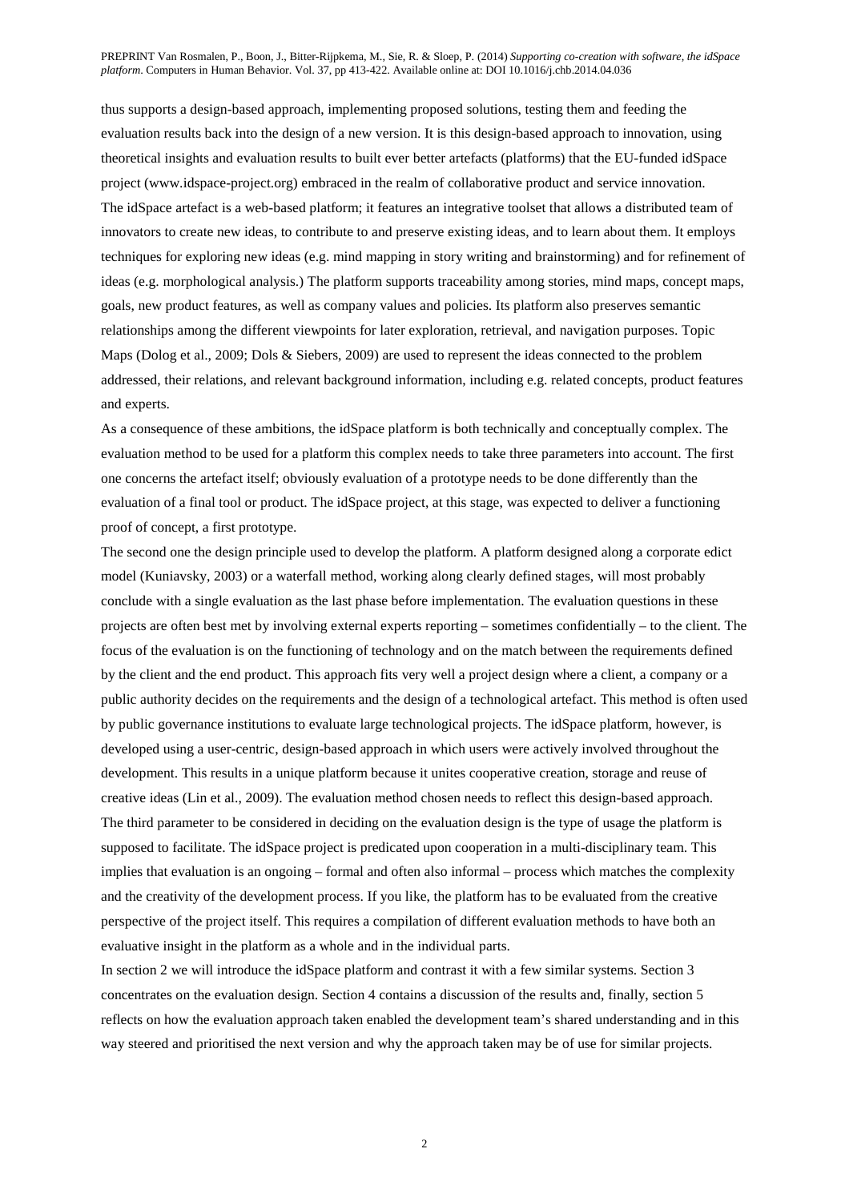thus supports a design-based approach, implementing proposed solutions, testing them and feeding the evaluation results back into the design of a new version. It is this design-based approach to innovation, using theoretical insights and evaluation results to built ever better artefacts (platforms) that the EU-funded idSpace project (www.idspace-project.org) embraced in the realm of collaborative product and service innovation.

The idSpace artefact is a web-based platform; it features an integrative toolset that allows a distributed team of innovators to create new ideas, to contribute to and preserve existing ideas, and to learn about them. It employs techniques for exploring new ideas (e.g. mind mapping in story writing and brainstorming) and for refinement of ideas (e.g. morphological analysis.) The platform supports traceability among stories, mind maps, concept maps, goals, new product features, as well as company values and policies. Its platform also preserves semantic relationships among the different viewpoints for later exploration, retrieval, and navigation purposes. Topic Maps (Dolog et al., 2009; Dols & Siebers, 2009) are used to represent the ideas connected to the problem addressed, their relations, and relevant background information, including e.g. related concepts, product features and experts.

As a consequence of these ambitions, the idSpace platform is both technically and conceptually complex. The evaluation method to be used for a platform this complex needs to take three parameters into account. The first one concerns the artefact itself; obviously evaluation of a prototype needs to be done differently than the evaluation of a final tool or product. The idSpace project, at this stage, was expected to deliver a functioning proof of concept, a first prototype.

The second one the design principle used to develop the platform. A platform designed along a corporate edict model (Kuniavsky, 2003) or a waterfall method, working along clearly defined stages, will most probably conclude with a single evaluation as the last phase before implementation. The evaluation questions in these projects are often best met by involving external experts reporting – sometimes confidentially – to the client. The focus of the evaluation is on the functioning of technology and on the match between the requirements defined by the client and the end product. This approach fits very well a project design where a client, a company or a public authority decides on the requirements and the design of a technological artefact. This method is often used by public governance institutions to evaluate large technological projects. The idSpace platform, however, is developed using a user-centric, design-based approach in which users were actively involved throughout the development. This results in a unique platform because it unites cooperative creation, storage and reuse of creative ideas (Lin et al., 2009). The evaluation method chosen needs to reflect this design-based approach.

The third parameter to be considered in deciding on the evaluation design is the type of usage the platform is supposed to facilitate. The idSpace project is predicated upon cooperation in a multi-disciplinary team. This implies that evaluation is an ongoing – formal and often also informal – process which matches the complexity and the creativity of the development process. If you like, the platform has to be evaluated from the creative perspective of the project itself. This requires a compilation of different evaluation methods to have both an evaluative insight in the platform as a whole and in the individual parts.

In section 2 we will introduce the idSpace platform and contrast it with a few similar systems. Section 3 concentrates on the evaluation design. Section 4 contains a discussion of the results and, finally, section 5 reflects on how the evaluation approach taken enabled the development team's shared understanding and in this way steered and prioritised the next version and why the approach taken may be of use for similar projects.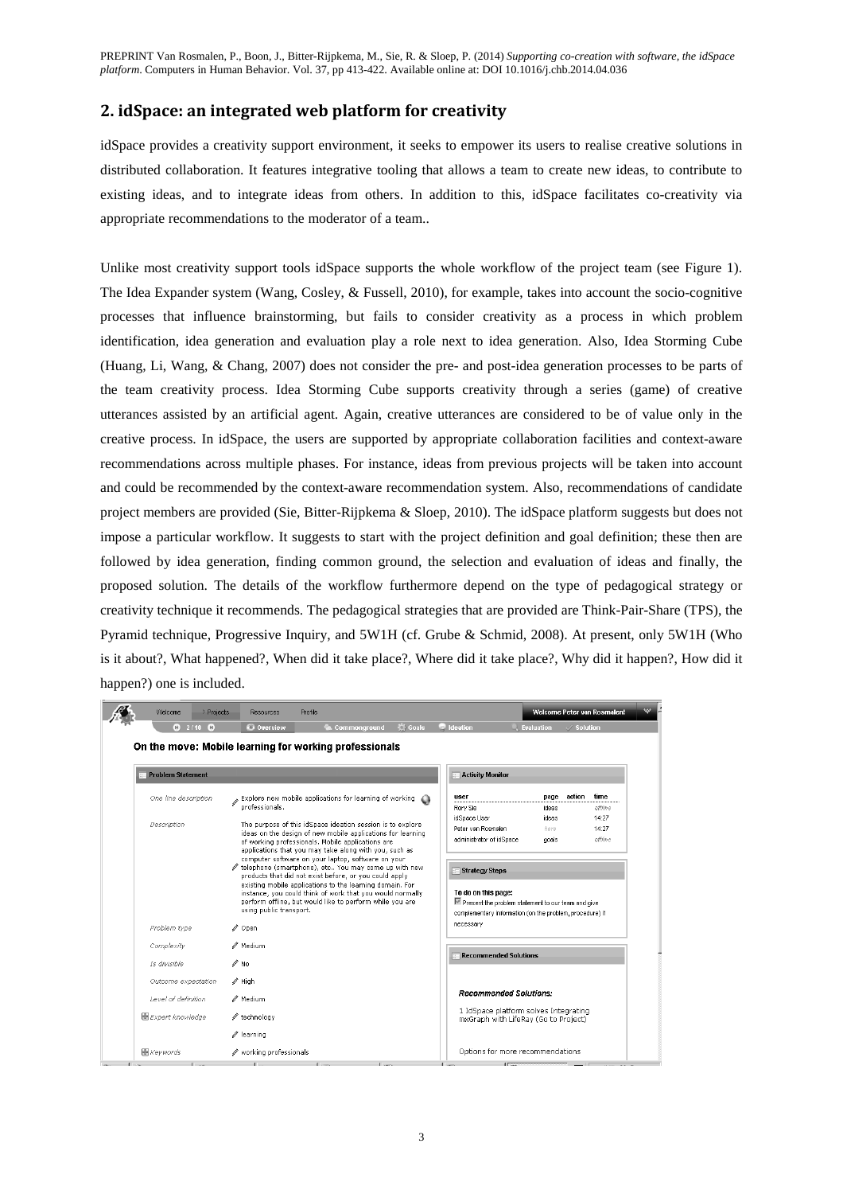## 2. idSpace: an integrated web platform for creativity

idSpace provides a creativity support environment, it seeks to empower its users to realise creative solutions in distributed collaboration. It features integrative tooling that allows a team to create new ideas, to contribute to existing ideas, and to integrate ideas from others. In addition to this, idSpace facilitates co-creativity via appropriate recommendations to the moderator of a team..

Unlike most creativity support tools idSpace supports the whole workflow of the project team (see Figure 1). The Idea Expander system (Wang, Cosley, & Fussell, 2010), for example, takes into account the socio-cognitive processes that influence brainstorming, but fails to consider creativity as a process in which problem identification, idea generation and evaluation play a role next to idea generation. Also, Idea Storming Cube (Huang, Li, Wang, & Chang, 2007) does not consider the pre- and post-idea generation processes to be parts of the team creativity process. Idea Storming Cube supports creativity through a series (game) of creative utterances assisted by an artificial agent. Again, creative utterances are considered to be of value only in the creative process. In idSpace, the users are supported by appropriate collaboration facilities and context-aware recommendations across multiple phases. For instance, ideas from previous projects will be taken into account and could be recommended by the context-aware recommendation system. Also, recommendations of candidate project members are provided (Sie, Bitter-Rijpkema & Sloep, 2010). The idSpace platform suggests but does not impose a particular workflow. It suggests to start with the project definition and goal definition; these then are followed by idea generation, finding common ground, the selection and evaluation of ideas and finally, the proposed solution. The details of the workflow furthermore depend on the type of pedagogical strategy or creativity technique it recommends. The pedagogical strategies that are provided are Think-Pair-Share (TPS), the Pyramid technique, Progressive Inquiry, and 5W1H (cf. Grube & Schmid, 2008). At present, only 5W1H (Who is it about?, What happened?, When did it take place?, Where did it take place?, Why did it happen?, How did it happen?) one is included.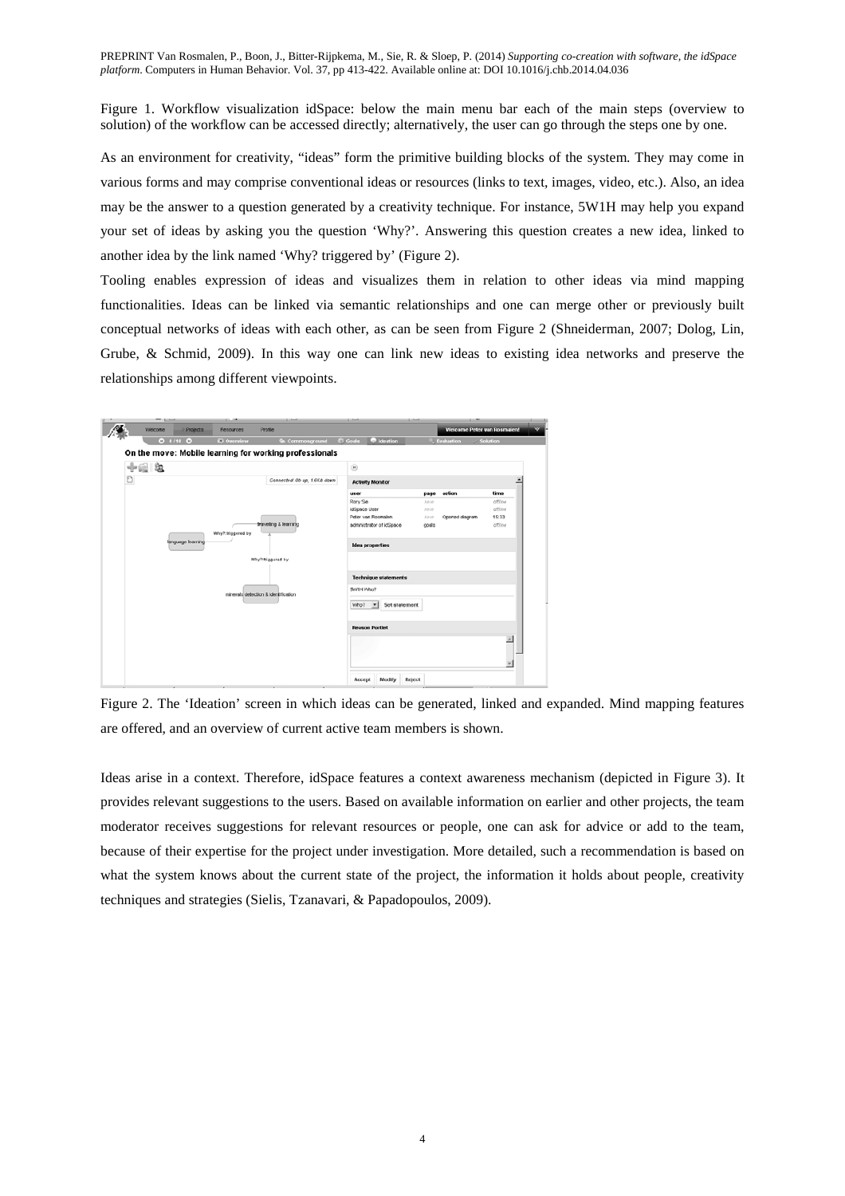Figure 1. Workflow visualization idSpace: below the main menu bar each of the main steps (overview to solution) of the workflow can be accessed directly; alternatively, the user can go through the steps one by one.

As an environment for creativity, "ideas" form the primitive building blocks of the system. They may come in various forms and may comprise conventional ideas or resources (links to text, images, video, etc.). Also, an idea may be the answer to a question generated by a creativity technique. For instance, 5W1H may help you expand your set of ideas by asking you the question 'Why?'. Answering this question creates a new idea, linked to another idea by the link named 'Why? triggered by' (Figure 2).

Tooling enables expression of ideas and visualizes them in relation to other ideas via mind mapping functionalities. Ideas can be linked via semantic relationships and one can merge other or previously built conceptual networks of ideas with each other, as can be seen from Figure 2 (Shneiderman, 2007; Dolog, Lin, Grube, & Schmid, 2009). In this way one can link new ideas to existing idea networks and preserve the relationships among different viewpoints.

Figure 2. The 'Ideation' screen in which ideas can be generated, linked and expanded. Mind mapping features are offered, and an overview of current active team members is shown.

Ideas arise in a context. Therefore, idSpace features a context awareness mechanism (depicted in Figure 3). It provides relevant suggestions to the users. Based on available information on earlier and other projects, the team moderator receives suggestions for relevant resources or people, one can ask for advice or add to the team, because of their expertise for the project under investigation. More detailed, such a recommendation is based on what the system knows about the current state of the project, the information it holds about people, creativity techniques and strategies (Sielis, Tzanavari, & Papadopoulos, 2009).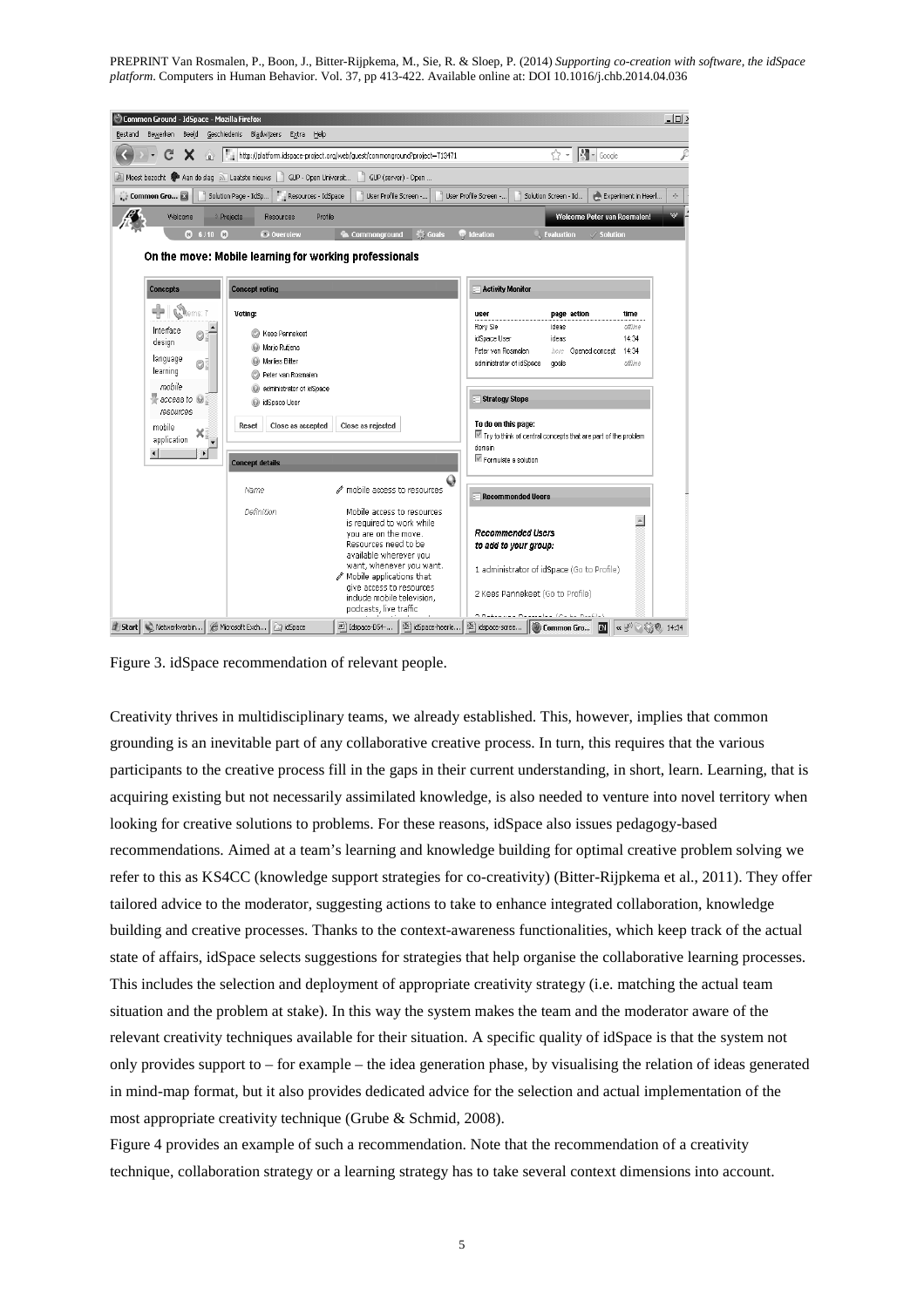Figure 3. idSpace recommendation of relevant people.

Creativity thrives in multidisciplinary teams, we already established. This, however, implies that common grounding is an inevitable part of any collaborative creative process. In turn, this requires that the various participants to the creative process fill in the gaps in their current understanding, in short, learn. Learning, that is acquiring existing but not necessarily assimilated knowledge, is also needed to venture into novel territory when looking for creative solutions to problems. For these reasons, idSpace also issues pedagogy-based recommendations. Aimed at a team's learning and knowledge building for optimal creative problem solving we refer to this as KS4CC (knowledge support strategies for co-creativity) (Bitter-Rijpkema et al., 2011). They offer tailored advice to the moderator, suggesting actions to take to enhance integrated collaboration, knowledge building and creative processes. Thanks to the context-awareness functionalities, which keep track of the actual state of affairs, idSpace selects suggestions for strategies that help organise the collaborative learning processes. This includes the selection and deployment of appropriate creativity strategy (i.e. matching the actual team situation and the problem at stake). In this way the system makes the team and the moderator aware of the relevant creativity techniques available for their situation. A specific quality of idSpace is that the system not only provides support to – for example – the idea generation phase, by visualising the relation of ideas generated in mind-map format, but it also provides dedicated advice for the selection and actual implementation of the most appropriate creativity technique (Grube & Schmid, 2008).

Figure 4 provides an example of such a recommendation. Note that the recommendation of a creativity technique, collaboration strategy or a learning strategy has to take several context dimensions into account.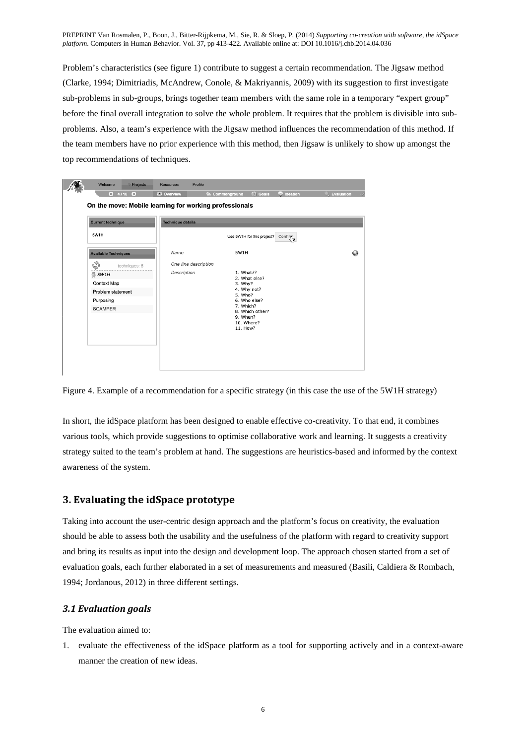Problem's characteristics (see figure 1) contribute to suggest a certain recommendation. The Jigsaw method (Clarke, 1994; Dimitriadis, McAndrew, Conole, & Makriyannis, 2009) with its suggestion to first investigate sub-problems in sub-groups, brings together team members with the same role in a temporary "expert group" before the final overall integration to solve the whole problem. It requires that the problem is divisible into sub-problems. Also, a team's experience with the Jigsaw method influences the recommendation of this method. If the team members have no prior experience with this method, then Jigsaw is unlikely to show up amongst the top recommendations of techniques.

Figure 4. Example of a recommendation for a specific strategy (in this case the use of the 5W1H strategy)

In short, the idSpace platform has been designed to enable effective co-creativity. To that end, it combines various tools, which provide suggestions to optimise collaborative work and learning. It suggests a creativity strategy suited to the team's problem at hand. The suggestions are heuristics-based and informed by the context awareness of the system.

## 3. Evaluating the idSpace prototype

Taking into account the user-centric design approach and the platform's focus on creativity, the evaluation should be able to assess both the usability and the usefulness of the platform with regard to creativity support and bring its results as input into the design and development loop. The approach chosen started from a set of evaluation goals, each further elaborated in a set of measurements and measured (Basili, Caldiera & Rombach, 1994; Jordanous, 2012) in three different settings.

### *3.1 Evaluation goals*

The evaluation aimed to:

1. evaluate the effectiveness of the idSpace platform as a tool for supporting actively and in a context-aware manner the creation of new ideas.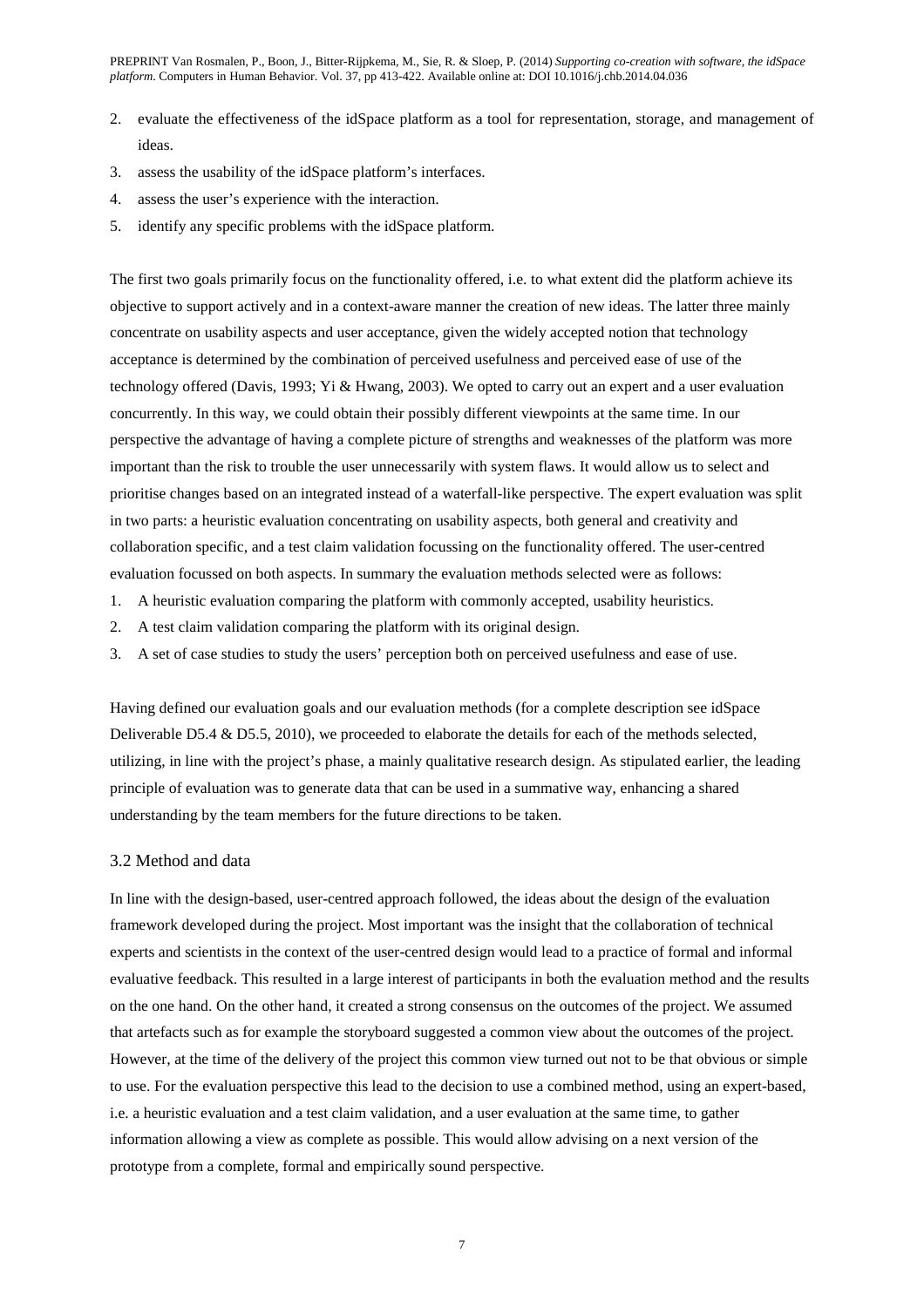2. evaluate the effectiveness of the idSpace platform as a tool for representation, storage, and management of ideas.
3. assess the usability of the idSpace platform's interfaces.
4. assess the user's experience with the interaction.
5. identify any specific problems with the idSpace platform.

The first two goals primarily focus on the functionality offered, i.e. to what extent did the platform achieve its objective to support actively and in a context-aware manner the creation of new ideas. The latter three mainly concentrate on usability aspects and user acceptance, given the widely accepted notion that technology acceptance is determined by the combination of perceived usefulness and perceived ease of use of the technology offered (Davis, 1993; Yi & Hwang, 2003). We opted to carry out an expert and a user evaluation concurrently. In this way, we could obtain their possibly different viewpoints at the same time. In our perspective the advantage of having a complete picture of strengths and weaknesses of the platform was more important than the risk to trouble the user unnecessarily with system flaws. It would allow us to select and prioritise changes based on an integrated instead of a waterfall-like perspective. The expert evaluation was split in two parts: a heuristic evaluation concentrating on usability aspects, both general and creativity and collaboration specific, and a test claim validation focussing on the functionality offered. The user-centred evaluation focussed on both aspects. In summary the evaluation methods selected were as follows:

1. A heuristic evaluation comparing the platform with commonly accepted, usability heuristics.
2. A test claim validation comparing the platform with its original design.
3. A set of case studies to study the users' perception both on perceived usefulness and ease of use.

Having defined our evaluation goals and our evaluation methods (for a complete description see idSpace Deliverable D5.4 & D5.5, 2010), we proceeded to elaborate the details for each of the methods selected, utilizing, in line with the project's phase, a mainly qualitative research design. As stipulated earlier, the leading principle of evaluation was to generate data that can be used in a summative way, enhancing a shared understanding by the team members for the future directions to be taken.

### 3.2 Method and data

In line with the design-based, user-centred approach followed, the ideas about the design of the evaluation framework developed during the project. Most important was the insight that the collaboration of technical experts and scientists in the context of the user-centred design would lead to a practice of formal and informal evaluative feedback. This resulted in a large interest of participants in both the evaluation method and the results on the one hand. On the other hand, it created a strong consensus on the outcomes of the project. We assumed that artefacts such as for example the storyboard suggested a common view about the outcomes of the project. However, at the time of the delivery of the project this common view turned out not to be that obvious or simple to use. For the evaluation perspective this lead to the decision to use a combined method, using an expert-based, i.e. a heuristic evaluation and a test claim validation, and a user evaluation at the same time, to gather information allowing a view as complete as possible. This would allow advising on a next version of the prototype from a complete, formal and empirically sound perspective.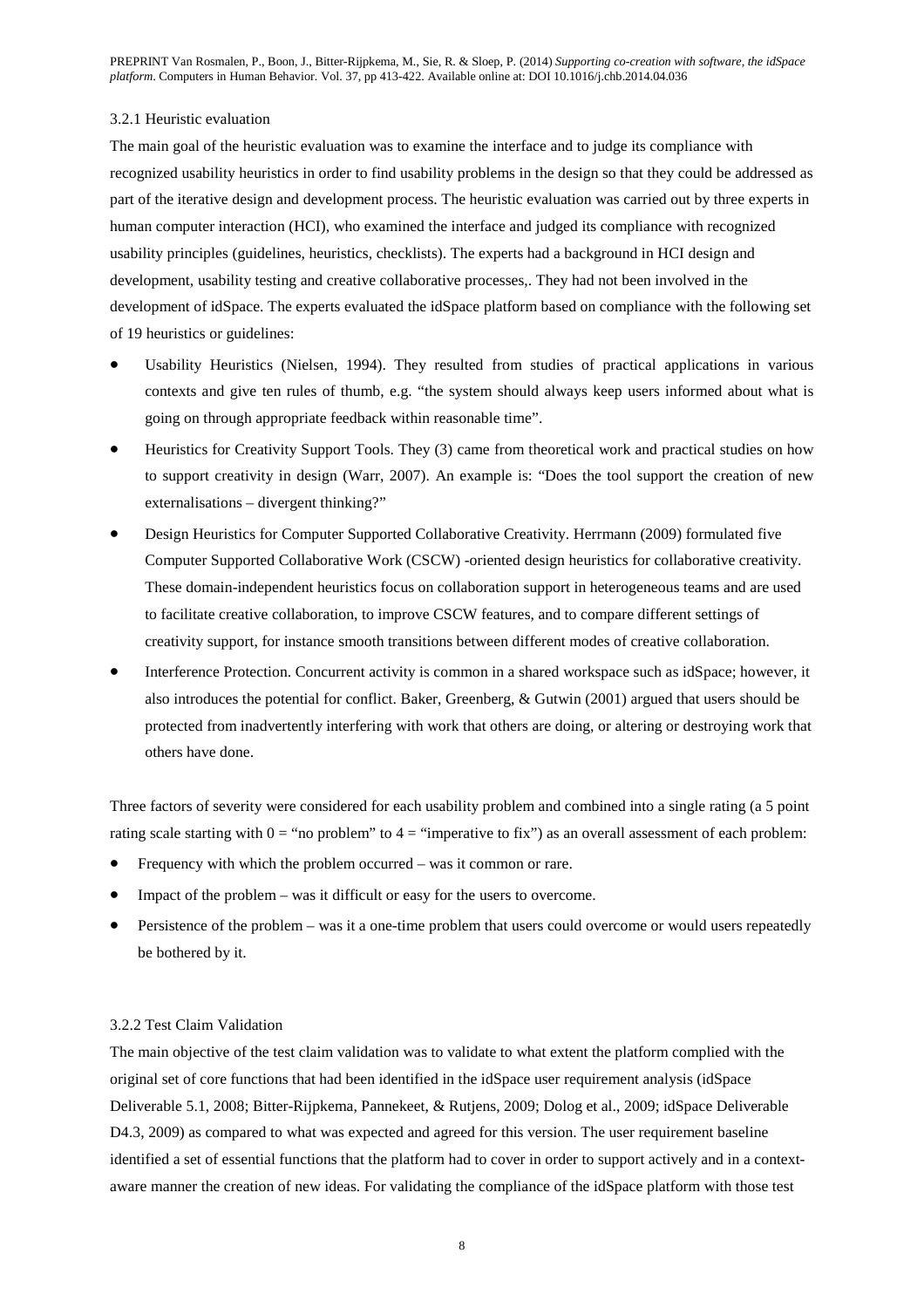### 3.2.1 Heuristic evaluation

The main goal of the heuristic evaluation was to examine the interface and to judge its compliance with recognized usability heuristics in order to find usability problems in the design so that they could be addressed as part of the iterative design and development process. The heuristic evaluation was carried out by three experts in human computer interaction (HCI), who examined the interface and judged its compliance with recognized usability principles (guidelines, heuristics, checklists). The experts had a background in HCI design and development, usability testing and creative collaborative processes,. They had not been involved in the development of idSpace. The experts evaluated the idSpace platform based on compliance with the following set of 19 heuristics or guidelines:

- Usability Heuristics (Nielsen, 1994). They resulted from studies of practical applications in various contexts and give ten rules of thumb, e.g. "the system should always keep users informed about what is going on through appropriate feedback within reasonable time".
- Heuristics for Creativity Support Tools. They (3) came from theoretical work and practical studies on how to support creativity in design (Warr, 2007). An example is: "Does the tool support the creation of new externalisations – divergent thinking?"
- Design Heuristics for Computer Supported Collaborative Creativity. Herrmann (2009) formulated five Computer Supported Collaborative Work (CSCW) -oriented design heuristics for collaborative creativity. These domain-independent heuristics focus on collaboration support in heterogeneous teams and are used to facilitate creative collaboration, to improve CSCW features, and to compare different settings of creativity support, for instance smooth transitions between different modes of creative collaboration.
- Interference Protection. Concurrent activity is common in a shared workspace such as idSpace; however, it also introduces the potential for conflict. Baker, Greenberg, & Gutwin (2001) argued that users should be protected from inadvertently interfering with work that others are doing, or altering or destroying work that others have done.

Three factors of severity were considered for each usability problem and combined into a single rating (a 5 point rating scale starting with 0 = "no problem" to 4 = "imperative to fix") as an overall assessment of each problem:

- Frequency with which the problem occurred – was it common or rare.
- Impact of the problem – was it difficult or easy for the users to overcome.
- Persistence of the problem – was it a one-time problem that users could overcome or would users repeatedly be bothered by it.

### 3.2.2 Test Claim Validation

The main objective of the test claim validation was to validate to what extent the platform complied with the original set of core functions that had been identified in the idSpace user requirement analysis (idSpace Deliverable 5.1, 2008; Bitter-Rijpkema, Pannekeet, & Rutjens, 2009; Dolog et al., 2009; idSpace Deliverable D4.3, 2009) as compared to what was expected and agreed for this version. The user requirement baseline identified a set of essential functions that the platform had to cover in order to support actively and in a context-aware manner the creation of new ideas. For validating the compliance of the idSpace platform with those test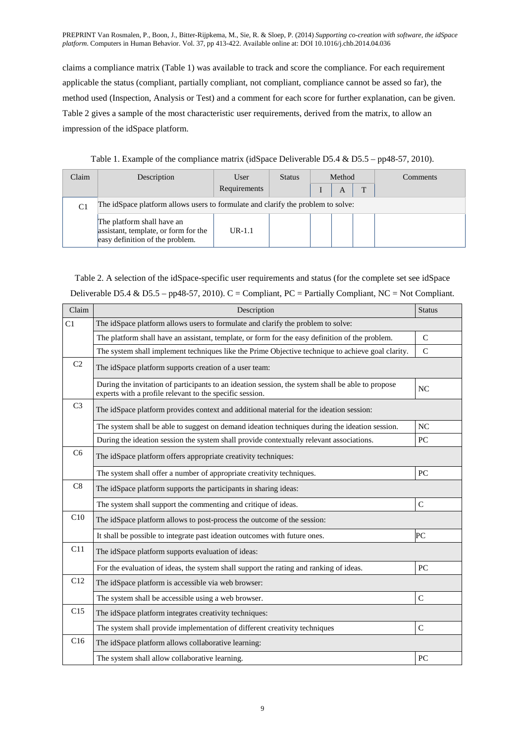claims a compliance matrix (Table 1) was available to track and score the compliance. For each requirement applicable the status (compliant, partially compliant, not compliant, compliance cannot be assed so far), the method used (Inspection, Analysis or Test) and a comment for each score for further explanation, can be given. Table 2 gives a sample of the most characteristic user requirements, derived from the matrix, to allow an impression of the idSpace platform.

Table 1. Example of the compliance matrix (idSpace Deliverable D5.4 & D5.5 – pp48-57, 2010).

| Claim | Description | User Requirements | Status | Method | | | Comments |
|---|---|---|---|---|---|---|---|
| | | | | I | A | T | |
| C1 | The idSpace platform allows users to formulate and clarify the problem to solve: | | | | | | |
| | The platform shall have an assistant, template, or form for the easy definition of the problem. | UR-1.1 | | | | | |

Table 2. A selection of the idSpace-specific user requirements and status (for the complete set see idSpace Deliverable D5.4 & D5.5 – pp48-57, 2010). C = Compliant, PC = Partially Compliant, NC = Not Compliant.

| Claim | Description | Status |
|---|---|---|
| C1 | The idSpace platform allows users to formulate and clarify the problem to solve: | |
| | The platform shall have an assistant, template, or form for the easy definition of the problem. | C |
| | The system shall implement techniques like the Prime Objective technique to achieve goal clarity. | C |
| C2 | The idSpace platform supports creation of a user team: | |
| | During the invitation of participants to an ideation session, the system shall be able to propose experts with a profile relevant to the specific session. | NC |
| C3 | The idSpace platform provides context and additional material for the ideation session: | |
| | The system shall be able to suggest on demand ideation techniques during the ideation session. | NC |
| | During the ideation session the system shall provide contextually relevant associations. | PC |
| C6 | The idSpace platform offers appropriate creativity techniques: | |
| | The system shall offer a number of appropriate creativity techniques. | PC |
| C8 | The idSpace platform supports the participants in sharing ideas: | |
| | The system shall support the commenting and critique of ideas. | C |
| C10 | The idSpace platform allows to post-process the outcome of the session: | |
| | It shall be possible to integrate past ideation outcomes with future ones. | PC |
| C11 | The idSpace platform supports evaluation of ideas: | |
| | For the evaluation of ideas, the system shall support the rating and ranking of ideas. | PC |
| C12 | The idSpace platform is accessible via web browser: | |
| | The system shall be accessible using a web browser. | C |
| C15 | The idSpace platform integrates creativity techniques: | |
| | The system shall provide implementation of different creativity techniques | C |
| C16 | The idSpace platform allows collaborative learning: | |
| | The system shall allow collaborative learning. | PC |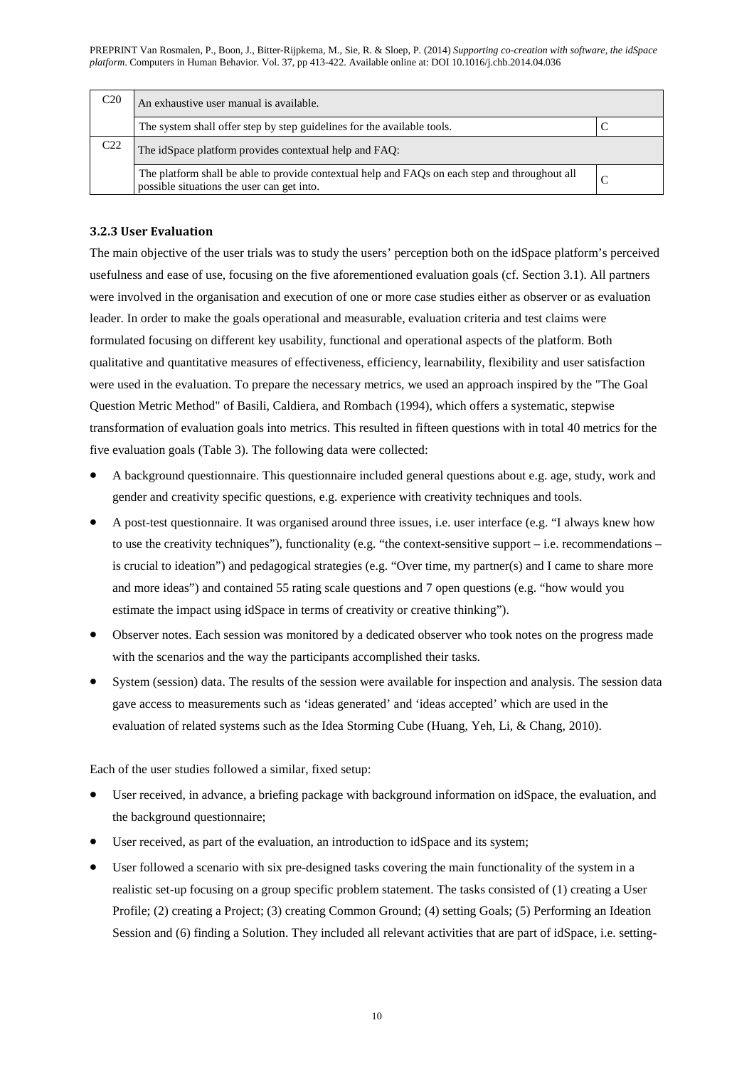| | | |
|---|---|---|
| C20 | An exhaustive user manual is available. | |
| | The system shall offer step by step guidelines for the available tools. | C |
| C22 | The idSpace platform provides contextual help and FAQ: | |
| | The platform shall be able to provide contextual help and FAQs on each step and throughout all possible situations the user can get into. | C |

### 3.2.3 User Evaluation

The main objective of the user trials was to study the users' perception both on the idSpace platform's perceived usefulness and ease of use, focusing on the five aforementioned evaluation goals (cf. Section 3.1). All partners were involved in the organisation and execution of one or more case studies either as observer or as evaluation leader. In order to make the goals operational and measurable, evaluation criteria and test claims were formulated focusing on different key usability, functional and operational aspects of the platform. Both qualitative and quantitative measures of effectiveness, efficiency, learnability, flexibility and user satisfaction were used in the evaluation. To prepare the necessary metrics, we used an approach inspired by the "The Goal Question Metric Method" of Basili, Caldiera, and Rombach (1994), which offers a systematic, stepwise transformation of evaluation goals into metrics. This resulted in fifteen questions with in total 40 metrics for the five evaluation goals (Table 3). The following data were collected:

- A background questionnaire. This questionnaire included general questions about e.g. age, study, work and gender and creativity specific questions, e.g. experience with creativity techniques and tools.
- A post-test questionnaire. It was organised around three issues, i.e. user interface (e.g. "I always knew how to use the creativity techniques"), functionality (e.g. "the context-sensitive support – i.e. recommendations – is crucial to ideation") and pedagogical strategies (e.g. "Over time, my partner(s) and I came to share more and more ideas") and contained 55 rating scale questions and 7 open questions (e.g. "how would you estimate the impact using idSpace in terms of creativity or creative thinking").
- Observer notes. Each session was monitored by a dedicated observer who took notes on the progress made with the scenarios and the way the participants accomplished their tasks.
- System (session) data. The results of the session were available for inspection and analysis. The session data gave access to measurements such as 'ideas generated' and 'ideas accepted' which are used in the evaluation of related systems such as the Idea Storming Cube (Huang, Yeh, Li, & Chang, 2010).

Each of the user studies followed a similar, fixed setup:

- User received, in advance, a briefing package with background information on idSpace, the evaluation, and the background questionnaire;
- User received, as part of the evaluation, an introduction to idSpace and its system;
- User followed a scenario with six pre-designed tasks covering the main functionality of the system in a realistic set-up focusing on a group specific problem statement. The tasks consisted of (1) creating a User Profile; (2) creating a Project; (3) creating Common Ground; (4) setting Goals; (5) Performing an Ideation Session and (6) finding a Solution. They included all relevant activities that are part of idSpace, i.e. setting-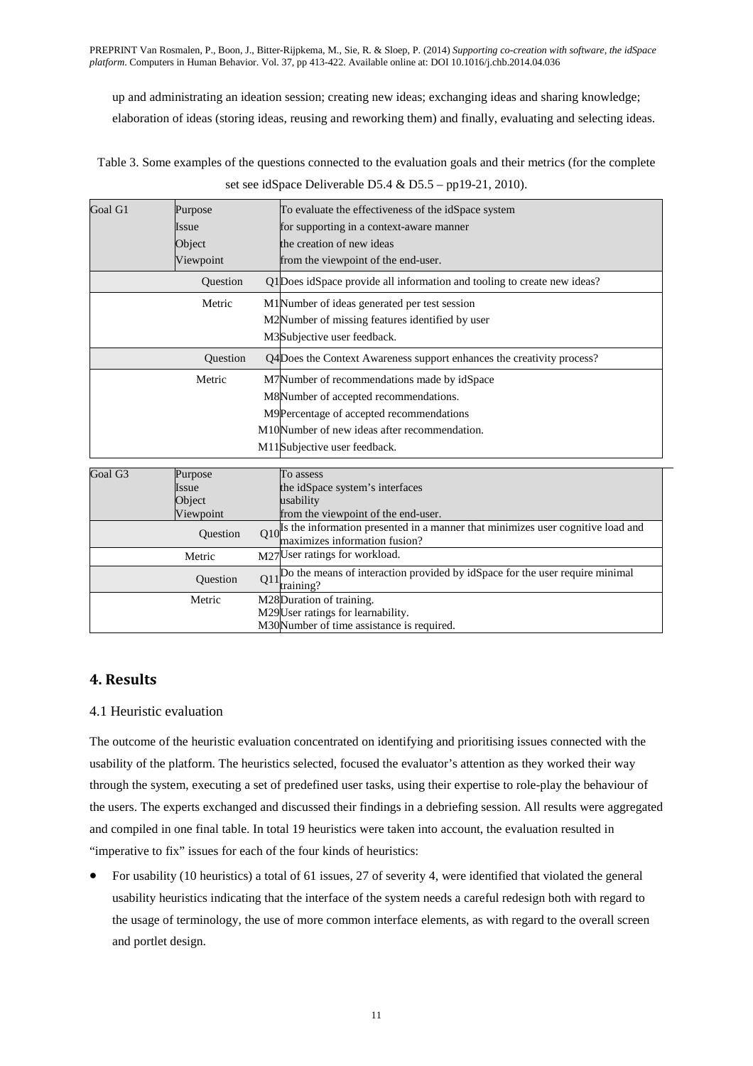up and administrating an ideation session; creating new ideas; exchanging ideas and sharing knowledge; elaboration of ideas (storing ideas, reusing and reworking them) and finally, evaluating and selecting ideas.

Table 3. Some examples of the questions connected to the evaluation goals and their metrics (for the complete set see idSpace Deliverable D5.4 & D5.5 – pp19-21, 2010).

| | | | |
|---|---|---|---|
| Goal G1 | Purpose<br>Issue<br>Object<br>Viewpoint | | To evaluate the effectiveness of the idSpace system<br>for supporting in a context-aware manner<br>the creation of new ideas<br>from the viewpoint of the end-user. |
| Question | | Q1 | Does idSpace provide all information and tooling to create new ideas? |
| Metric | | M1<br>M2<br>M3 | Number of ideas generated per test session<br>Number of missing features identified by user<br>Subjective user feedback. |
| Question | | Q4 | Does the Context Awareness support enhances the creativity process? |
| Metric | | M7<br>M8<br>M9<br>M10<br>M11 | Number of recommendations made by idSpace<br>Number of accepted recommendations.<br>Percentage of accepted recommendations<br>Number of new ideas after recommendation.<br>Subjective user feedback. |
| Goal G3 | Purpose<br>Issue<br>Object<br>Viewpoint | | To assess<br>the idSpace system's interfaces<br>usability<br>from the viewpoint of the end-user. |
| Question | | Q10 | Is the information presented in a manner that minimizes user cognitive load and maximizes information fusion? |
| Metric | | M27 | User ratings for workload. |
| Question | | Q11 | Do the means of interaction provided by idSpace for the user require minimal training? |
| Metric | | M28<br>M29<br>M30 | Duration of training.<br>User ratings for learnability.<br>Number of time assistance is required. |

## 4. Results

### 4.1 Heuristic evaluation

The outcome of the heuristic evaluation concentrated on identifying and prioritising issues connected with the usability of the platform. The heuristics selected, focused the evaluator's attention as they worked their way through the system, executing a set of predefined user tasks, using their expertise to role-play the behaviour of the users. The experts exchanged and discussed their findings in a debriefing session. All results were aggregated and compiled in one final table. In total 19 heuristics were taken into account, the evaluation resulted in "imperative to fix" issues for each of the four kinds of heuristics:

- For usability (10 heuristics) a total of 61 issues, 27 of severity 4, were identified that violated the general usability heuristics indicating that the interface of the system needs a careful redesign both with regard to the usage of terminology, the use of more common interface elements, as with regard to the overall screen and portlet design.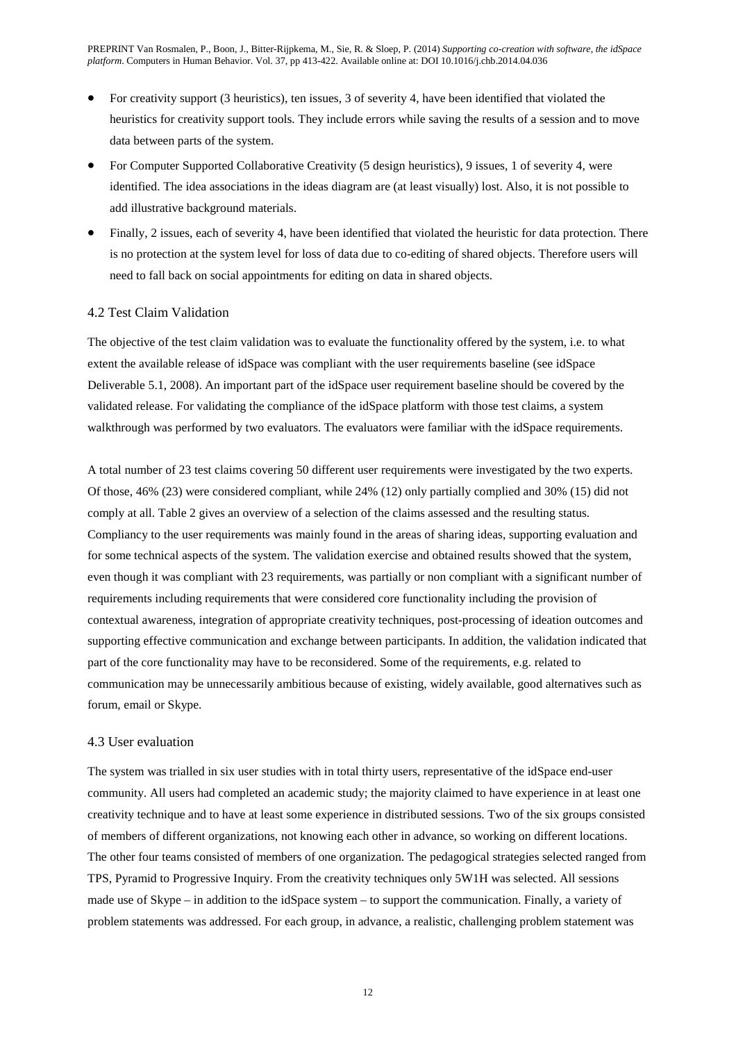- For creativity support (3 heuristics), ten issues, 3 of severity 4, have been identified that violated the heuristics for creativity support tools. They include errors while saving the results of a session and to move data between parts of the system.
- For Computer Supported Collaborative Creativity (5 design heuristics), 9 issues, 1 of severity 4, were identified. The idea associations in the ideas diagram are (at least visually) lost. Also, it is not possible to add illustrative background materials.
- Finally, 2 issues, each of severity 4, have been identified that violated the heuristic for data protection. There is no protection at the system level for loss of data due to co-editing of shared objects. Therefore users will need to fall back on social appointments for editing on data in shared objects.

### 4.2 Test Claim Validation

The objective of the test claim validation was to evaluate the functionality offered by the system, i.e. to what extent the available release of idSpace was compliant with the user requirements baseline (see idSpace Deliverable 5.1, 2008). An important part of the idSpace user requirement baseline should be covered by the validated release. For validating the compliance of the idSpace platform with those test claims, a system walkthrough was performed by two evaluators. The evaluators were familiar with the idSpace requirements.

A total number of 23 test claims covering 50 different user requirements were investigated by the two experts. Of those, 46% (23) were considered compliant, while 24% (12) only partially complied and 30% (15) did not comply at all. Table 2 gives an overview of a selection of the claims assessed and the resulting status. Compliancy to the user requirements was mainly found in the areas of sharing ideas, supporting evaluation and for some technical aspects of the system. The validation exercise and obtained results showed that the system, even though it was compliant with 23 requirements, was partially or non compliant with a significant number of requirements including requirements that were considered core functionality including the provision of contextual awareness, integration of appropriate creativity techniques, post-processing of ideation outcomes and supporting effective communication and exchange between participants. In addition, the validation indicated that part of the core functionality may have to be reconsidered. Some of the requirements, e.g. related to communication may be unnecessarily ambitious because of existing, widely available, good alternatives such as forum, email or Skype.

### 4.3 User evaluation

The system was trialled in six user studies with in total thirty users, representative of the idSpace end-user community. All users had completed an academic study; the majority claimed to have experience in at least one creativity technique and to have at least some experience in distributed sessions. Two of the six groups consisted of members of different organizations, not knowing each other in advance, so working on different locations. The other four teams consisted of members of one organization. The pedagogical strategies selected ranged from TPS, Pyramid to Progressive Inquiry. From the creativity techniques only 5W1H was selected. All sessions made use of Skype – in addition to the idSpace system – to support the communication. Finally, a variety of problem statements was addressed. For each group, in advance, a realistic, challenging problem statement was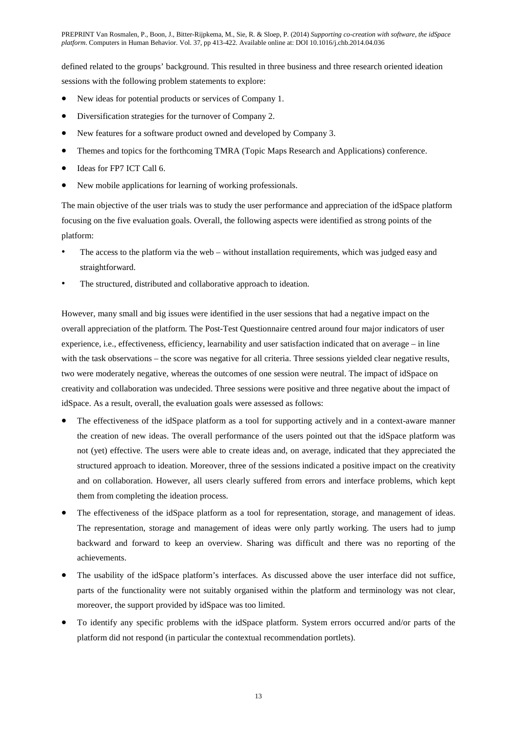defined related to the groups' background. This resulted in three business and three research oriented ideation sessions with the following problem statements to explore:

- New ideas for potential products or services of Company 1.
- Diversification strategies for the turnover of Company 2.
- New features for a software product owned and developed by Company 3.
- Themes and topics for the forthcoming TMRA (Topic Maps Research and Applications) conference.
- Ideas for FP7 ICT Call 6.
- New mobile applications for learning of working professionals.

The main objective of the user trials was to study the user performance and appreciation of the idSpace platform focusing on the five evaluation goals. Overall, the following aspects were identified as strong points of the platform:

- The access to the platform via the web – without installation requirements, which was judged easy and straightforward.
- The structured, distributed and collaborative approach to ideation.

However, many small and big issues were identified in the user sessions that had a negative impact on the overall appreciation of the platform. The Post-Test Questionnaire centred around four major indicators of user experience, i.e., effectiveness, efficiency, learnability and user satisfaction indicated that on average – in line with the task observations – the score was negative for all criteria. Three sessions yielded clear negative results, two were moderately negative, whereas the outcomes of one session were neutral. The impact of idSpace on creativity and collaboration was undecided. Three sessions were positive and three negative about the impact of idSpace. As a result, overall, the evaluation goals were assessed as follows:

- The effectiveness of the idSpace platform as a tool for supporting actively and in a context-aware manner the creation of new ideas. The overall performance of the users pointed out that the idSpace platform was not (yet) effective. The users were able to create ideas and, on average, indicated that they appreciated the structured approach to ideation. Moreover, three of the sessions indicated a positive impact on the creativity and on collaboration. However, all users clearly suffered from errors and interface problems, which kept them from completing the ideation process.
- The effectiveness of the idSpace platform as a tool for representation, storage, and management of ideas. The representation, storage and management of ideas were only partly working. The users had to jump backward and forward to keep an overview. Sharing was difficult and there was no reporting of the achievements.
- The usability of the idSpace platform's interfaces. As discussed above the user interface did not suffice, parts of the functionality were not suitably organised within the platform and terminology was not clear, moreover, the support provided by idSpace was too limited.
- To identify any specific problems with the idSpace platform. System errors occurred and/or parts of the platform did not respond (in particular the contextual recommendation portlets).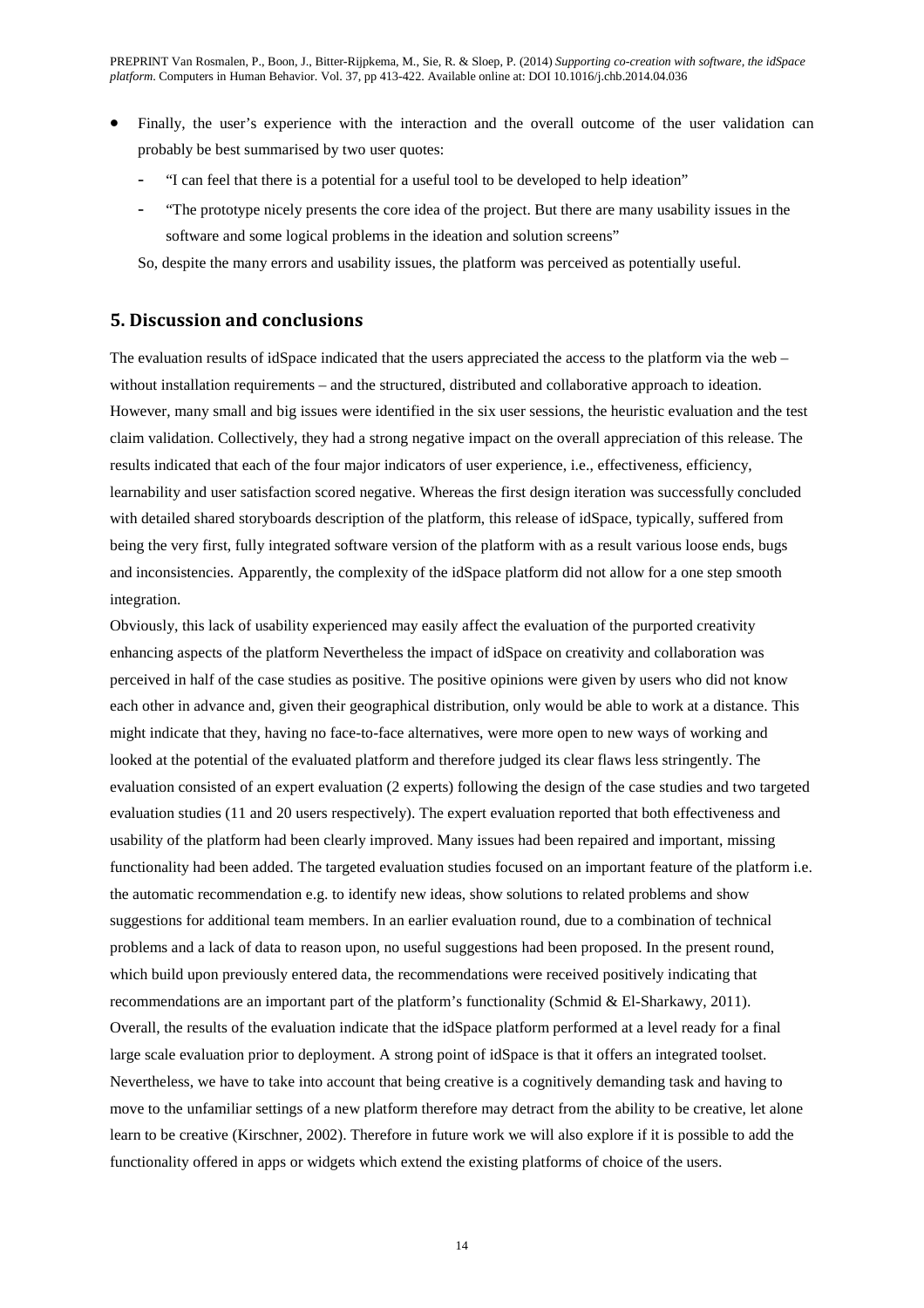- Finally, the user's experience with the interaction and the overall outcome of the user validation can probably be best summarised by two user quotes:
  - "I can feel that there is a potential for a useful tool to be developed to help ideation"
  - "The prototype nicely presents the core idea of the project. But there are many usability issues in the software and some logical problems in the ideation and solution screens"

  So, despite the many errors and usability issues, the platform was perceived as potentially useful.

## 5. Discussion and conclusions

The evaluation results of idSpace indicated that the users appreciated the access to the platform via the web – without installation requirements – and the structured, distributed and collaborative approach to ideation. However, many small and big issues were identified in the six user sessions, the heuristic evaluation and the test claim validation. Collectively, they had a strong negative impact on the overall appreciation of this release. The results indicated that each of the four major indicators of user experience, i.e., effectiveness, efficiency, learnability and user satisfaction scored negative. Whereas the first design iteration was successfully concluded with detailed shared storyboards description of the platform, this release of idSpace, typically, suffered from being the very first, fully integrated software version of the platform with as a result various loose ends, bugs and inconsistencies. Apparently, the complexity of the idSpace platform did not allow for a one step smooth integration.

Obviously, this lack of usability experienced may easily affect the evaluation of the purported creativity enhancing aspects of the platform Nevertheless the impact of idSpace on creativity and collaboration was perceived in half of the case studies as positive. The positive opinions were given by users who did not know each other in advance and, given their geographical distribution, only would be able to work at a distance. This might indicate that they, having no face-to-face alternatives, were more open to new ways of working and looked at the potential of the evaluated platform and therefore judged its clear flaws less stringently. The evaluation consisted of an expert evaluation (2 experts) following the design of the case studies and two targeted evaluation studies (11 and 20 users respectively). The expert evaluation reported that both effectiveness and usability of the platform had been clearly improved. Many issues had been repaired and important, missing functionality had been added. The targeted evaluation studies focused on an important feature of the platform i.e. the automatic recommendation e.g. to identify new ideas, show solutions to related problems and show suggestions for additional team members. In an earlier evaluation round, due to a combination of technical problems and a lack of data to reason upon, no useful suggestions had been proposed. In the present round, which build upon previously entered data, the recommendations were received positively indicating that recommendations are an important part of the platform's functionality (Schmid & El-Sharkawy, 2011). Overall, the results of the evaluation indicate that the idSpace platform performed at a level ready for a final large scale evaluation prior to deployment. A strong point of idSpace is that it offers an integrated toolset. Nevertheless, we have to take into account that being creative is a cognitively demanding task and having to move to the unfamiliar settings of a new platform therefore may detract from the ability to be creative, let alone learn to be creative (Kirschner, 2002). Therefore in future work we will also explore if it is possible to add the functionality offered in apps or widgets which extend the existing platforms of choice of the users.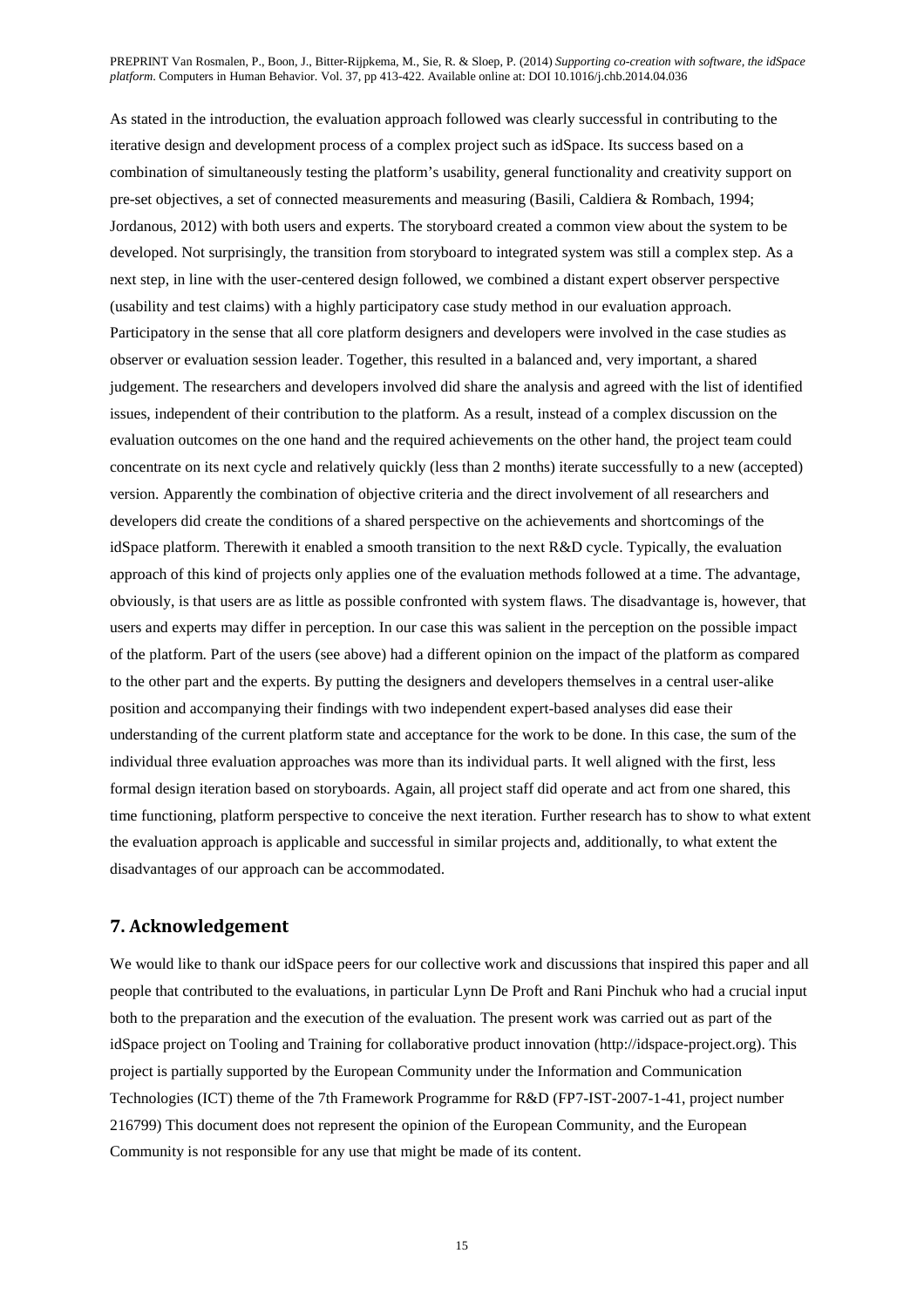As stated in the introduction, the evaluation approach followed was clearly successful in contributing to the iterative design and development process of a complex project such as idSpace. Its success based on a combination of simultaneously testing the platform's usability, general functionality and creativity support on pre-set objectives, a set of connected measurements and measuring (Basili, Caldiera & Rombach, 1994; Jordanous, 2012) with both users and experts. The storyboard created a common view about the system to be developed. Not surprisingly, the transition from storyboard to integrated system was still a complex step. As a next step, in line with the user-centered design followed, we combined a distant expert observer perspective (usability and test claims) with a highly participatory case study method in our evaluation approach. Participatory in the sense that all core platform designers and developers were involved in the case studies as observer or evaluation session leader. Together, this resulted in a balanced and, very important, a shared judgement. The researchers and developers involved did share the analysis and agreed with the list of identified issues, independent of their contribution to the platform. As a result, instead of a complex discussion on the evaluation outcomes on the one hand and the required achievements on the other hand, the project team could concentrate on its next cycle and relatively quickly (less than 2 months) iterate successfully to a new (accepted) version. Apparently the combination of objective criteria and the direct involvement of all researchers and developers did create the conditions of a shared perspective on the achievements and shortcomings of the idSpace platform. Therewith it enabled a smooth transition to the next R&D cycle. Typically, the evaluation approach of this kind of projects only applies one of the evaluation methods followed at a time. The advantage, obviously, is that users are as little as possible confronted with system flaws. The disadvantage is, however, that users and experts may differ in perception. In our case this was salient in the perception on the possible impact of the platform. Part of the users (see above) had a different opinion on the impact of the platform as compared to the other part and the experts. By putting the designers and developers themselves in a central user-alike position and accompanying their findings with two independent expert-based analyses did ease their understanding of the current platform state and acceptance for the work to be done. In this case, the sum of the individual three evaluation approaches was more than its individual parts. It well aligned with the first, less formal design iteration based on storyboards. Again, all project staff did operate and act from one shared, this time functioning, platform perspective to conceive the next iteration. Further research has to show to what extent the evaluation approach is applicable and successful in similar projects and, additionally, to what extent the disadvantages of our approach can be accommodated.

## 7. Acknowledgement

We would like to thank our idSpace peers for our collective work and discussions that inspired this paper and all people that contributed to the evaluations, in particular Lynn De Proft and Rani Pinchuk who had a crucial input both to the preparation and the execution of the evaluation. The present work was carried out as part of the idSpace project on Tooling and Training for collaborative product innovation (http://idspace-project.org). This project is partially supported by the European Community under the Information and Communication Technologies (ICT) theme of the 7th Framework Programme for R&D (FP7-IST-2007-1-41, project number 216799) This document does not represent the opinion of the European Community, and the European Community is not responsible for any use that might be made of its content.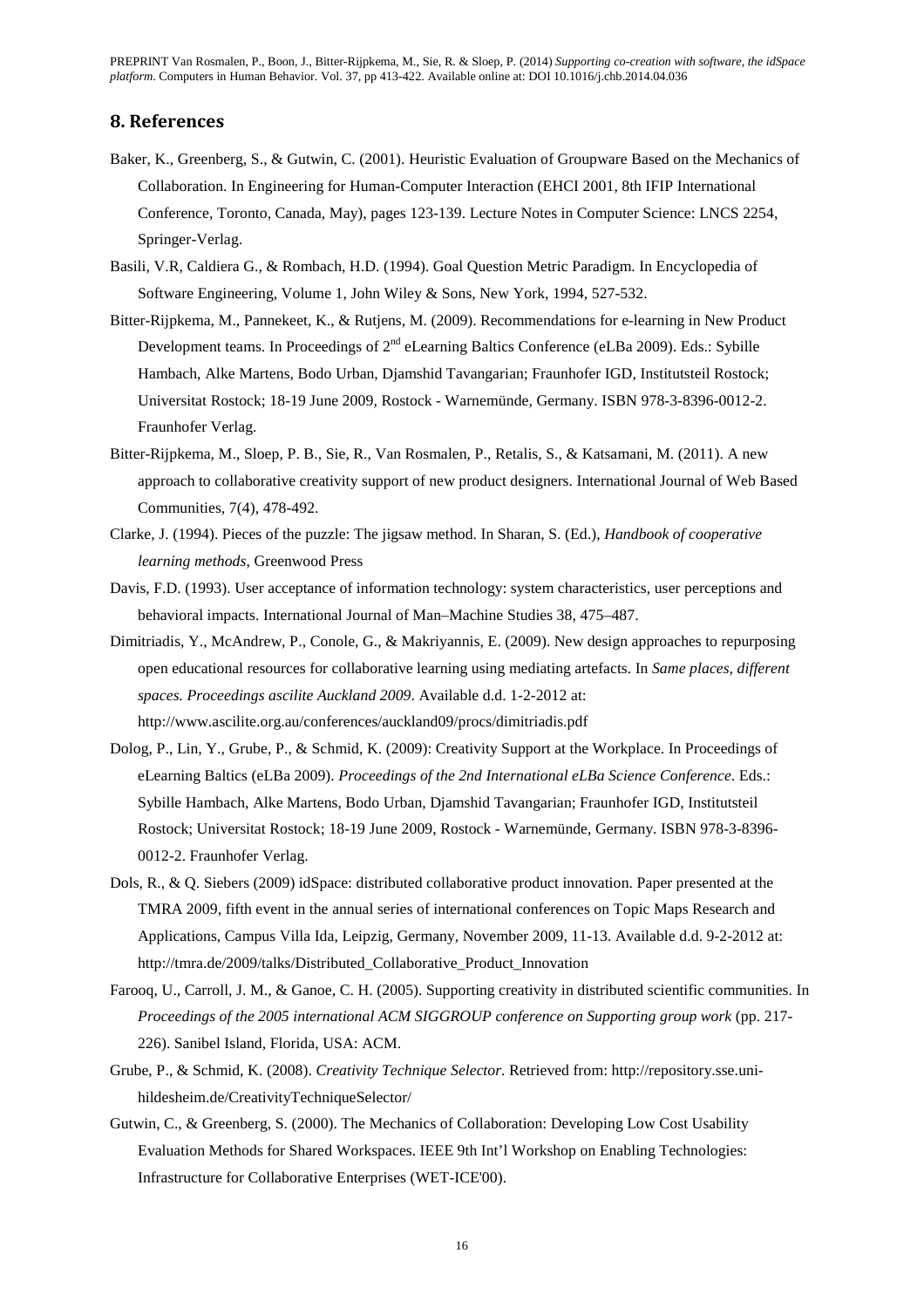## 8. References

Baker, K., Greenberg, S., & Gutwin, C. (2001). Heuristic Evaluation of Groupware Based on the Mechanics of Collaboration. In Engineering for Human-Computer Interaction (EHCI 2001, 8th IFIP International Conference, Toronto, Canada, May), pages 123-139. Lecture Notes in Computer Science: LNCS 2254, Springer-Verlag.

Basili, V.R, Caldiera G., & Rombach, H.D. (1994). Goal Question Metric Paradigm. In Encyclopedia of Software Engineering, Volume 1, John Wiley & Sons, New York, 1994, 527-532.

Bitter-Rijpkema, M., Pannekeet, K., & Rutjens, M. (2009). Recommendations for e-learning in New Product Development teams. In Proceedings of 2nd eLearning Baltics Conference (eLBa 2009). Eds.: Sybille Hambach, Alke Martens, Bodo Urban, Djamshid Tavangarian; Fraunhofer IGD, Institutsteil Rostock; Universitat Rostock; 18-19 June 2009, Rostock - Warnemünde, Germany. ISBN 978-3-8396-0012-2. Fraunhofer Verlag.

Bitter-Rijpkema, M., Sloep, P. B., Sie, R., Van Rosmalen, P., Retalis, S., & Katsamani, M. (2011). A new approach to collaborative creativity support of new product designers. International Journal of Web Based Communities, 7(4), 478-492.

Clarke, J. (1994). Pieces of the puzzle: The jigsaw method. In Sharan, S. (Ed.), *Handbook of cooperative learning methods*, Greenwood Press

Davis, F.D. (1993). User acceptance of information technology: system characteristics, user perceptions and behavioral impacts. International Journal of Man–Machine Studies 38, 475–487.

Dimitriadis, Y., McAndrew, P., Conole, G., & Makriyannis, E. (2009). New design approaches to repurposing open educational resources for collaborative learning using mediating artefacts. In *Same places, different spaces. Proceedings ascilite Auckland 2009*. Available d.d. 1-2-2012 at: http://www.ascilite.org.au/conferences/auckland09/procs/dimitriadis.pdf

Dolog, P., Lin, Y., Grube, P., & Schmid, K. (2009): Creativity Support at the Workplace. In Proceedings of eLearning Baltics (eLBa 2009). *Proceedings of the 2nd International eLBa Science Conference*. Eds.: Sybille Hambach, Alke Martens, Bodo Urban, Djamshid Tavangarian; Fraunhofer IGD, Institutsteil Rostock; Universitat Rostock; 18-19 June 2009, Rostock - Warnemünde, Germany. ISBN 978-3-8396-0012-2. Fraunhofer Verlag.

Dols, R., & Q. Siebers (2009) idSpace: distributed collaborative product innovation. Paper presented at the TMRA 2009, fifth event in the annual series of international conferences on Topic Maps Research and Applications, Campus Villa Ida, Leipzig, Germany, November 2009, 11-13. Available d.d. 9-2-2012 at: http://tmra.de/2009/talks/Distributed_Collaborative_Product_Innovation

Farooq, U., Carroll, J. M., & Ganoe, C. H. (2005). Supporting creativity in distributed scientific communities. In *Proceedings of the 2005 international ACM SIGGROUP conference on Supporting group work* (pp. 217-226). Sanibel Island, Florida, USA: ACM.

Grube, P., & Schmid, K. (2008). *Creativity Technique Selector*. Retrieved from: http://repository.sse.uni-hildesheim.de/CreativityTechniqueSelector/

Gutwin, C., & Greenberg, S. (2000). The Mechanics of Collaboration: Developing Low Cost Usability Evaluation Methods for Shared Workspaces. IEEE 9th Int'l Workshop on Enabling Technologies: Infrastructure for Collaborative Enterprises (WET-ICE'00).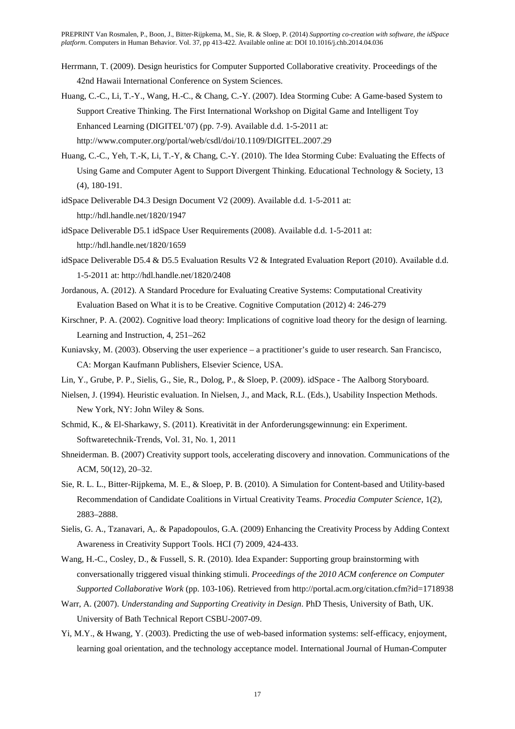Herrmann, T. (2009). Design heuristics for Computer Supported Collaborative creativity. Proceedings of the 42nd Hawaii International Conference on System Sciences.

Huang, C.-C., Li, T.-Y., Wang, H.-C., & Chang, C.-Y. (2007). Idea Storming Cube: A Game-based System to Support Creative Thinking. The First International Workshop on Digital Game and Intelligent Toy Enhanced Learning (DIGITEL'07) (pp. 7-9). Available d.d. 1-5-2011 at: http://www.computer.org/portal/web/csdl/doi/10.1109/DIGITEL.2007.29

Huang, C.-C., Yeh, T.-K, Li, T.-Y, & Chang, C.-Y. (2010). The Idea Storming Cube: Evaluating the Effects of Using Game and Computer Agent to Support Divergent Thinking. Educational Technology & Society, 13 (4), 180-191.

idSpace Deliverable D4.3 Design Document V2 (2009). Available d.d. 1-5-2011 at: http://hdl.handle.net/1820/1947

idSpace Deliverable D5.1 idSpace User Requirements (2008). Available d.d. 1-5-2011 at: http://hdl.handle.net/1820/1659

idSpace Deliverable D5.4 & D5.5 Evaluation Results V2 & Integrated Evaluation Report (2010). Available d.d. 1-5-2011 at: http://hdl.handle.net/1820/2408

Jordanous, A. (2012). A Standard Procedure for Evaluating Creative Systems: Computational Creativity Evaluation Based on What it is to be Creative. Cognitive Computation (2012) 4: 246-279

Kirschner, P. A. (2002). Cognitive load theory: Implications of cognitive load theory for the design of learning. Learning and Instruction, 4, 251–262

Kuniavsky, M. (2003). Observing the user experience – a practitioner's guide to user research. San Francisco, CA: Morgan Kaufmann Publishers, Elsevier Science, USA.

Lin, Y., Grube, P. P., Sielis, G., Sie, R., Dolog, P., & Sloep, P. (2009). idSpace - The Aalborg Storyboard.

Nielsen, J. (1994). Heuristic evaluation. In Nielsen, J., and Mack, R.L. (Eds.), Usability Inspection Methods. New York, NY: John Wiley & Sons.

Schmid, K., & El-Sharkawy, S. (2011). Kreativität in der Anforderungsgewinnung: ein Experiment. Softwaretechnik-Trends, Vol. 31, No. 1, 2011

Shneiderman. B. (2007) Creativity support tools, accelerating discovery and innovation. Communications of the ACM, 50(12), 20–32.

Sie, R. L. L., Bitter-Rijpkema, M. E., & Sloep, P. B. (2010). A Simulation for Content-based and Utility-based Recommendation of Candidate Coalitions in Virtual Creativity Teams. *Procedia Computer Science*, 1(2), 2883–2888.

Sielis, G. A., Tzanavari, A,. & Papadopoulos, G.A. (2009) Enhancing the Creativity Process by Adding Context Awareness in Creativity Support Tools. HCI (7) 2009, 424-433.

Wang, H.-C., Cosley, D., & Fussell, S. R. (2010). Idea Expander: Supporting group brainstorming with conversationally triggered visual thinking stimuli. *Proceedings of the 2010 ACM conference on Computer Supported Collaborative Work* (pp. 103-106). Retrieved from http://portal.acm.org/citation.cfm?id=1718938

Warr, A. (2007). *Understanding and Supporting Creativity in Design*. PhD Thesis, University of Bath, UK. University of Bath Technical Report CSBU-2007-09.

Yi, M.Y., & Hwang, Y. (2003). Predicting the use of web-based information systems: self-efficacy, enjoyment, learning goal orientation, and the technology acceptance model. International Journal of Human-Computer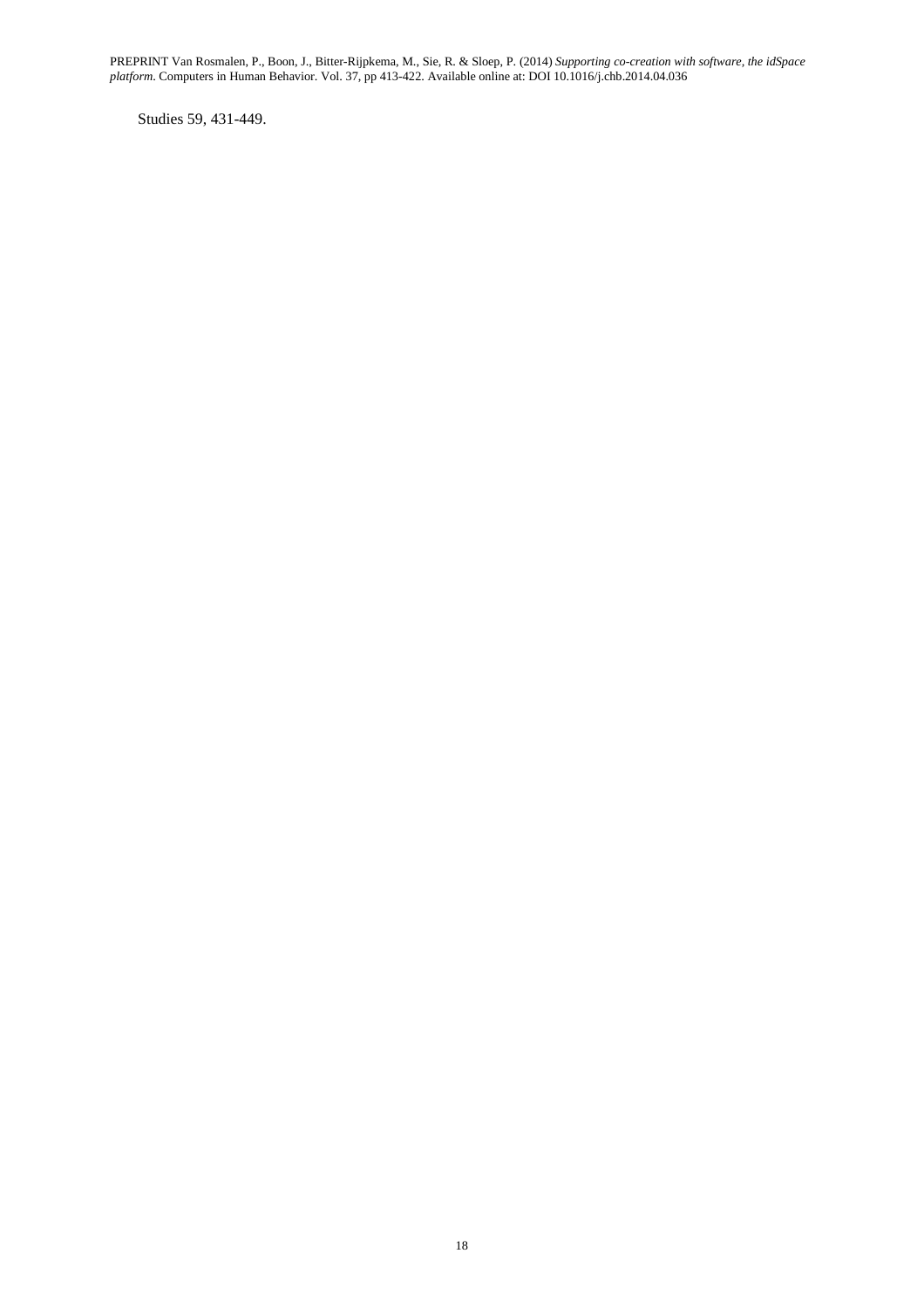Studies 59, 431-449.